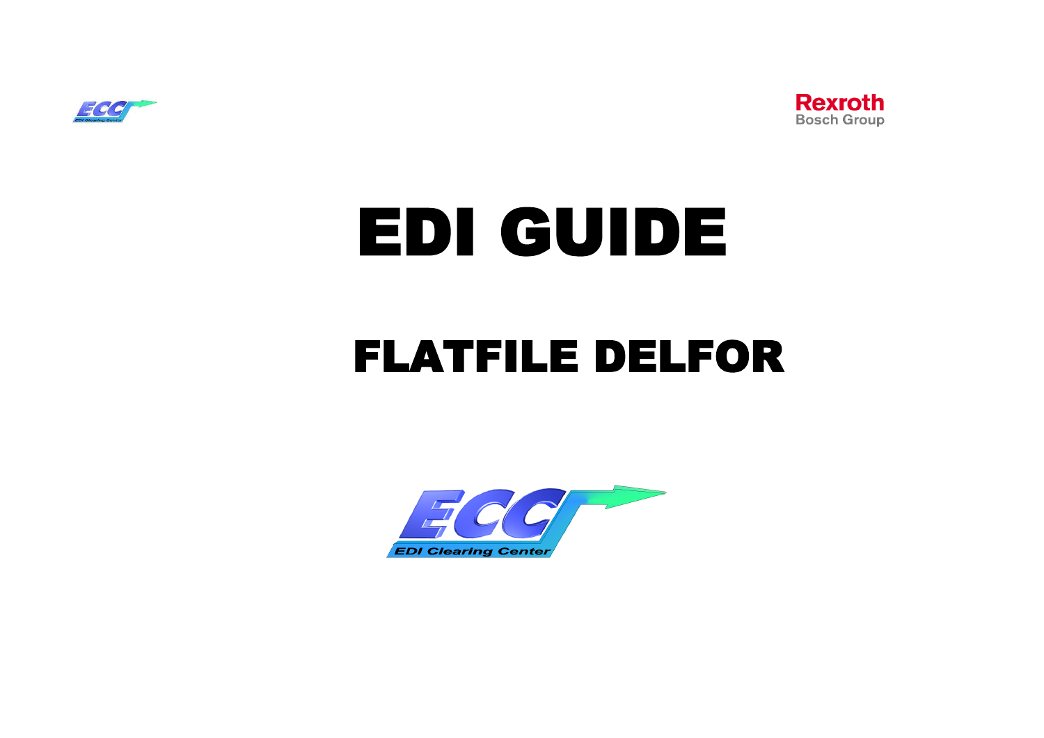# EDI GUIDE

## FLATFILE DELFOR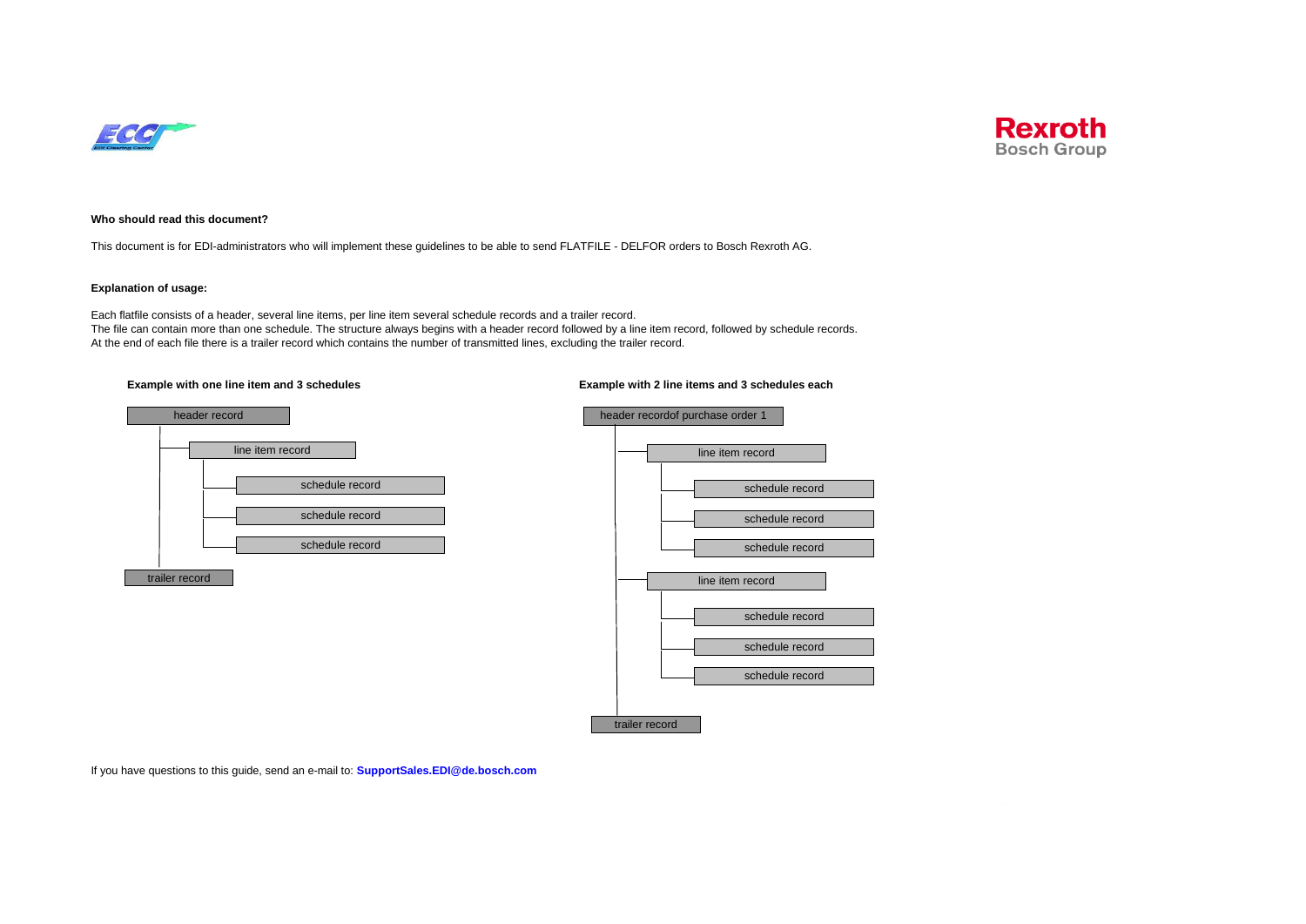**Who should read this document?**

This document is for EDI-administrators who will implement these guidelines to be able to send FLATFILE - DELFOR orders to Bosch Rexroth AG.

**Explanation of usage:**

Each flatfile consists of a header, several line items, per line item several schedule records and a trailer record.
The file can contain more than one schedule. The structure always begins with a header record followed by a line item record, followed by schedule records.
At the end of each file there is a trailer record which contains the number of transmitted lines, excluding the trailer record.

**Example with one line item and 3 schedules**

```
header record
├── line item record
│   ├── schedule record
│   ├── schedule record
│   └── schedule record
trailer record
```

**Example with 2 line items and 3 schedules each**

```
header recordof purchase order 1
├── line item record
│   ├── schedule record
│   ├── schedule record
│   └── schedule record
├── line item record
│   ├── schedule record
│   ├── schedule record
│   └── schedule record
trailer record
```

If you have questions to this guide, send an e-mail to: **SupportSales.EDI@de.bosch.com**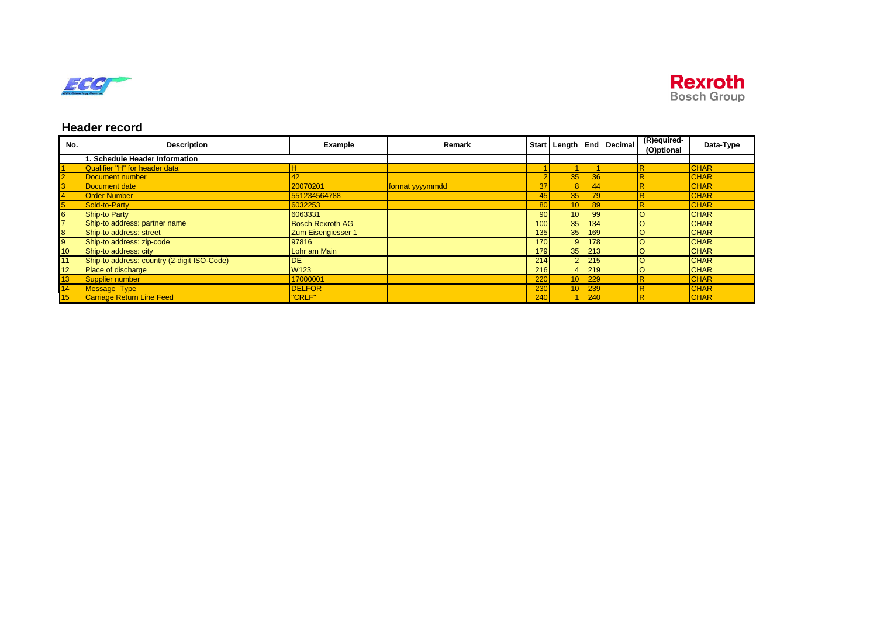## Header record

| No. | Description | Example | Remark | Start | Length | End | Decimal | (R)equired-(O)ptional | Data-Type |
|---|---|---|---|---|---|---|---|---|---|
| | 1. Schedule Header Information | | | | | | | | |
| 1 | Qualifier "H" for header data | H | | 1 | 1 | 1 | | R | CHAR |
| 2 | Document number | 42 | | 2 | 35 | 36 | | R | CHAR |
| 3 | Document date | 20070201 | format yyyymmdd | 37 | 8 | 44 | | R | CHAR |
| 4 | Order Number | 551234564788 | | 45 | 35 | 79 | | R | CHAR |
| 5 | Sold-to-Party | 6032253 | | 80 | 10 | 89 | | R | CHAR |
| 6 | Ship-to Party | 6063331 | | 90 | 10 | 99 | | O | CHAR |
| 7 | Ship-to address: partner name | Bosch Rexroth AG | | 100 | 35 | 134 | | O | CHAR |
| 8 | Ship-to address: street | Zum Eisengiesser 1 | | 135 | 35 | 169 | | O | CHAR |
| 9 | Ship-to address: zip-code | 97816 | | 170 | 9 | 178 | | O | CHAR |
| 10 | Ship-to address: city | Lohr am Main | | 179 | 35 | 213 | | O | CHAR |
| 11 | Ship-to address: country (2-digit ISO-Code) | DE | | 214 | 2 | 215 | | O | CHAR |
| 12 | Place of discharge | W123 | | 216 | 4 | 219 | | O | CHAR |
| 13 | Supplier number | 17000001 | | 220 | 10 | 229 | | R | CHAR |
| 14 | Message Type | DELFOR | | 230 | 10 | 239 | | R | CHAR |
| 15 | Carriage Return Line Feed | "CRLF" | | 240 | 1 | 240 | | R | CHAR |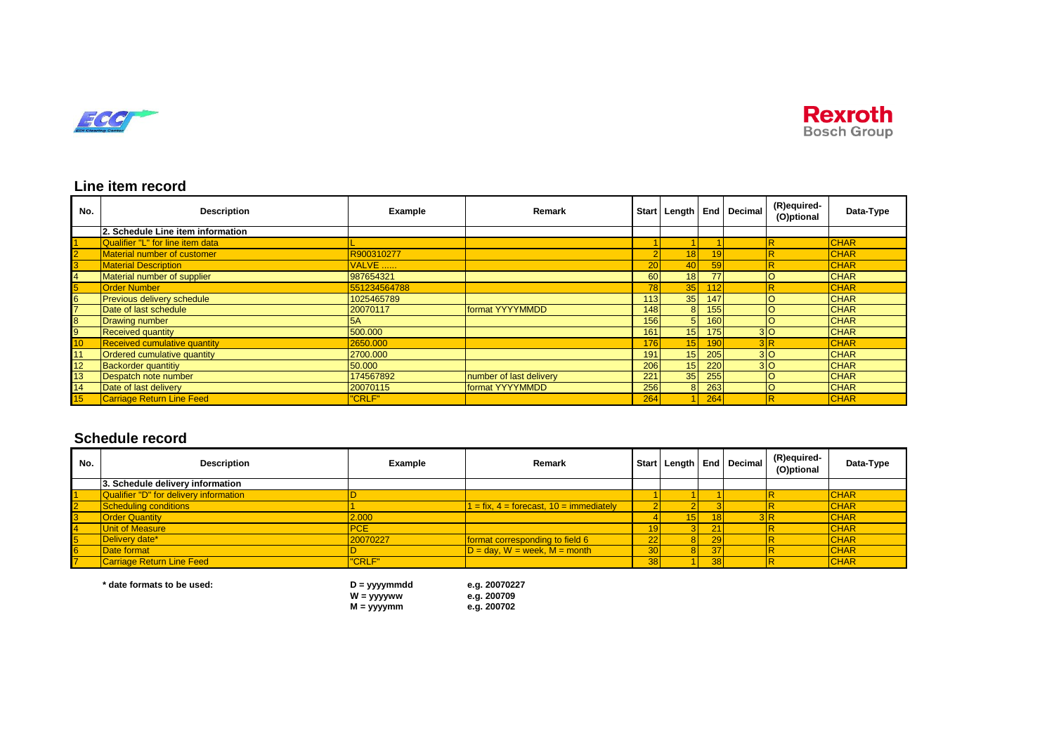## Line item record

| No. | Description | Example | Remark | Start | Length | End | Decimal | (R)equired-(O)ptional | Data-Type |
|---|---|---|---|---|---|---|---|---|---|
| | **2. Schedule Line item information** | | | | | | | | |
| 1 | Qualifier "L" for line item data | L | | 1 | 1 | 1 | | R | CHAR |
| 2 | Material number of customer | R900310277 | | 2 | 18 | 19 | | R | CHAR |
| 3 | Material Description | VALVE ...... | | 20 | 40 | 59 | | R | CHAR |
| 4 | Material number of supplier | 987654321 | | 60 | 18 | 77 | | O | CHAR |
| 5 | Order Number | 551234564788 | | 78 | 35 | 112 | | R | CHAR |
| 6 | Previous delivery schedule | 1025465789 | | 113 | 35 | 147 | | O | CHAR |
| 7 | Date of last schedule | 20070117 | format YYYYMMDD | 148 | 8 | 155 | | O | CHAR |
| 8 | Drawing number | 5A | | 156 | 5 | 160 | | O | CHAR |
| 9 | Received quantity | 500.000 | | 161 | 15 | 175 | 3 | O | CHAR |
| 10 | Received cumulative quantity | 2650.000 | | 176 | 15 | 190 | 3 | R | CHAR |
| 11 | Ordered cumulative quantity | 2700.000 | | 191 | 15 | 205 | 3 | O | CHAR |
| 12 | Backorder quantitiy | 50.000 | | 206 | 15 | 220 | 3 | O | CHAR |
| 13 | Despatch note number | 174567892 | number of last delivery | 221 | 35 | 255 | | O | CHAR |
| 14 | Date of last delivery | 20070115 | format YYYYMMDD | 256 | 8 | 263 | | O | CHAR |
| 15 | Carriage Return Line Feed | "CRLF" | | 264 | 1 | 264 | | R | CHAR |

## Schedule record

| No. | Description | Example | Remark | Start | Length | End | Decimal | (R)equired-(O)ptional | Data-Type |
|---|---|---|---|---|---|---|---|---|---|
| | **3. Schedule delivery information** | | | | | | | | |
| 1 | Qualifier "D" for delivery information | D | | 1 | 1 | 1 | | R | CHAR |
| 2 | Scheduling conditions | 1 | 1 = fix, 4 = forecast, 10 = immediately | 2 | 2 | 3 | | R | CHAR |
| 3 | Order Quantity | 2.000 | | 4 | 15 | 18 | 3 | R | CHAR |
| 4 | Unit of Measure | PCE | | 19 | 3 | 21 | | R | CHAR |
| 5 | Delivery date* | 20070227 | format corresponding to field 6 | 22 | 8 | 29 | | R | CHAR |
| 6 | Date format | D | D = day, W = week, M = month | 30 | 8 | 37 | | R | CHAR |
| 7 | Carriage Return Line Feed | "CRLF" | | 38 | 1 | 38 | | R | CHAR |

**\* date formats to be used:**

| | | |
|---|---|---|
| | **D = yyyymmdd** | **e.g. 20070227** |
| | **W = yyyyww** | **e.g. 200709** |
| | **M = yyyymm** | **e.g. 200702** |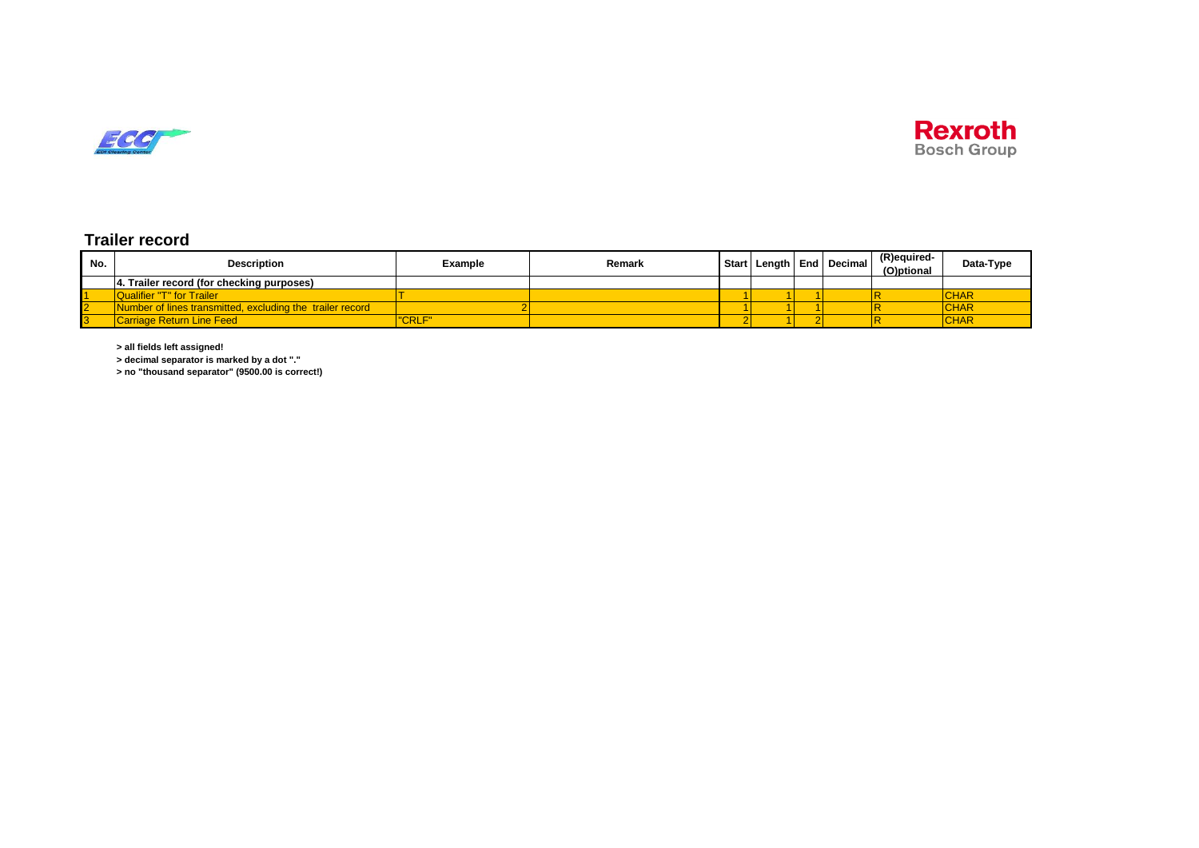## Trailer record

| No. | Description | Example | Remark | Start | Length | End | Decimal | (R)equired-(O)ptional | Data-Type |
|---|---|---|---|---|---|---|---|---|---|
| | **4. Trailer record (for checking purposes)** | | | | | | | | |
| 1 | Qualifier "T" for Trailer | T | | 1 | 1 | 1 | | R | CHAR |
| 2 | Number of lines transmitted, excluding the trailer record | 2 | | 1 | 1 | 1 | | R | CHAR |
| 3 | Carriage Return Line Feed | "CRLF" | | 2 | 1 | 2 | | R | CHAR |

**> all fields left assigned!**

**> decimal separator is marked by a dot "."**

**> no "thousand separator" (9500.00 is correct!)**